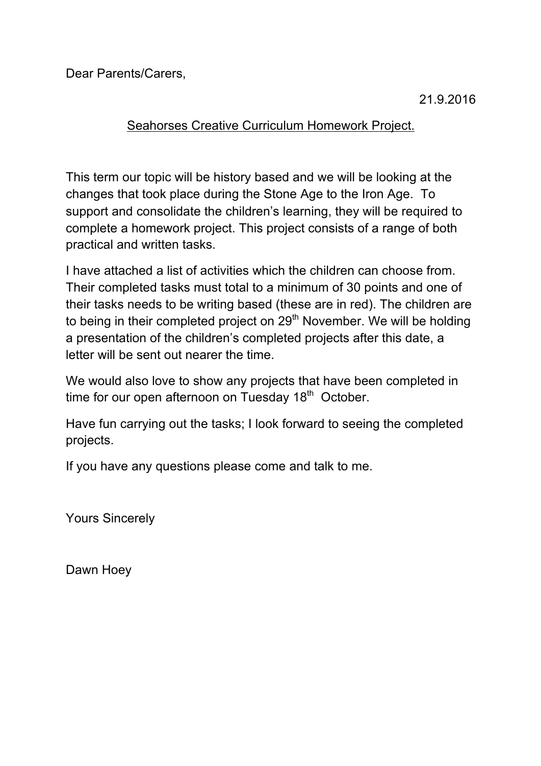Dear Parents/Carers,

21.9.2016

<u>Seahorses Creative Curriculum Homework Project.</u>

This term our topic will be history based and we will be looking at the changes that took place during the Stone Age to the Iron Age. To support and consolidate the children's learning, they will be required to complete a homework project. This project consists of a range of both practical and written tasks.

I have attached a list of activities which the children can choose from. Their completed tasks must total to a minimum of 30 points and one of their tasks needs to be writing based (these are in red). The children are to being in their completed project on 29th November. We will be holding a presentation of the children's completed projects after this date, a letter will be sent out nearer the time.

We would also love to show any projects that have been completed in time for our open afternoon on Tuesday 18th October.

Have fun carrying out the tasks; I look forward to seeing the completed projects.

If you have any questions please come and talk to me.

Yours Sincerely

Dawn Hoey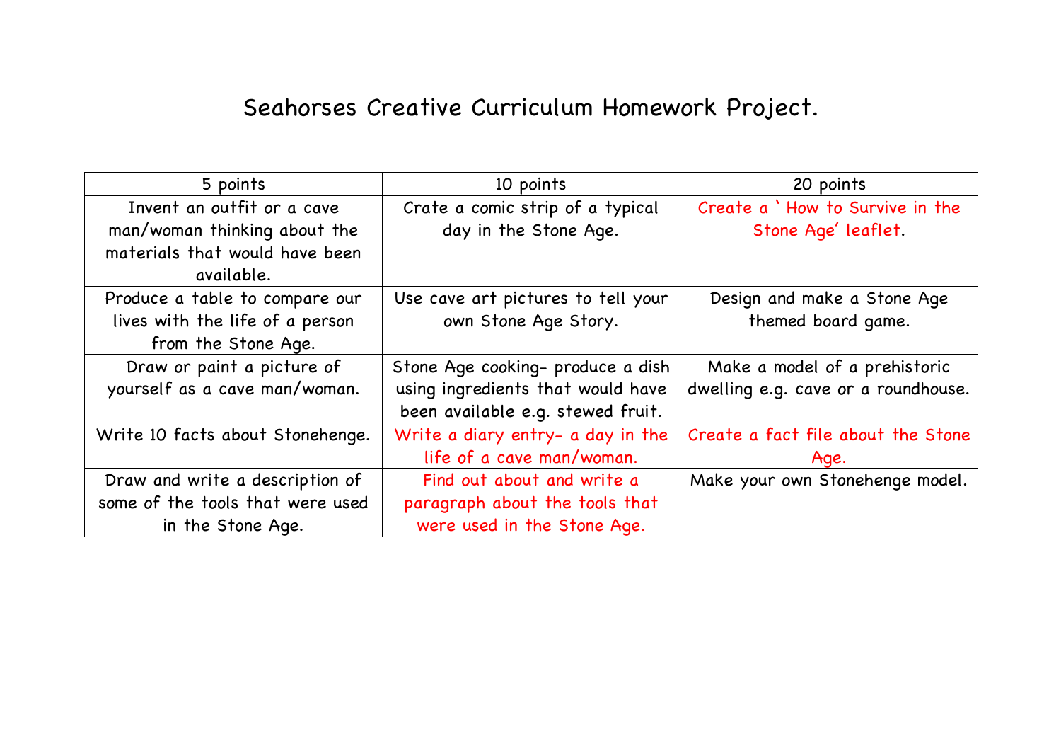# Seahorses Creative Curriculum Homework Project.

| 5 points | 10 points | 20 points |
| --- | --- | --- |
| Invent an outfit or a cave man/woman thinking about the materials that would have been available. | Crate a comic strip of a typical day in the Stone Age. | Create a ' How to Survive in the Stone Age' leaflet. |
| Produce a table to compare our lives with the life of a person from the Stone Age. | Use cave art pictures to tell your own Stone Age Story. | Design and make a Stone Age themed board game. |
| Draw or paint a picture of yourself as a cave man/woman. | Stone Age cooking- produce a dish using ingredients that would have been available e.g. stewed fruit. | Make a model of a prehistoric dwelling e.g. cave or a roundhouse. |
| Write 10 facts about Stonehenge. | Write a diary entry- a day in the life of a cave man/woman. | Create a fact file about the Stone Age. |
| Draw and write a description of some of the tools that were used in the Stone Age. | Find out about and write a paragraph about the tools that were used in the Stone Age. | Make your own Stonehenge model. |